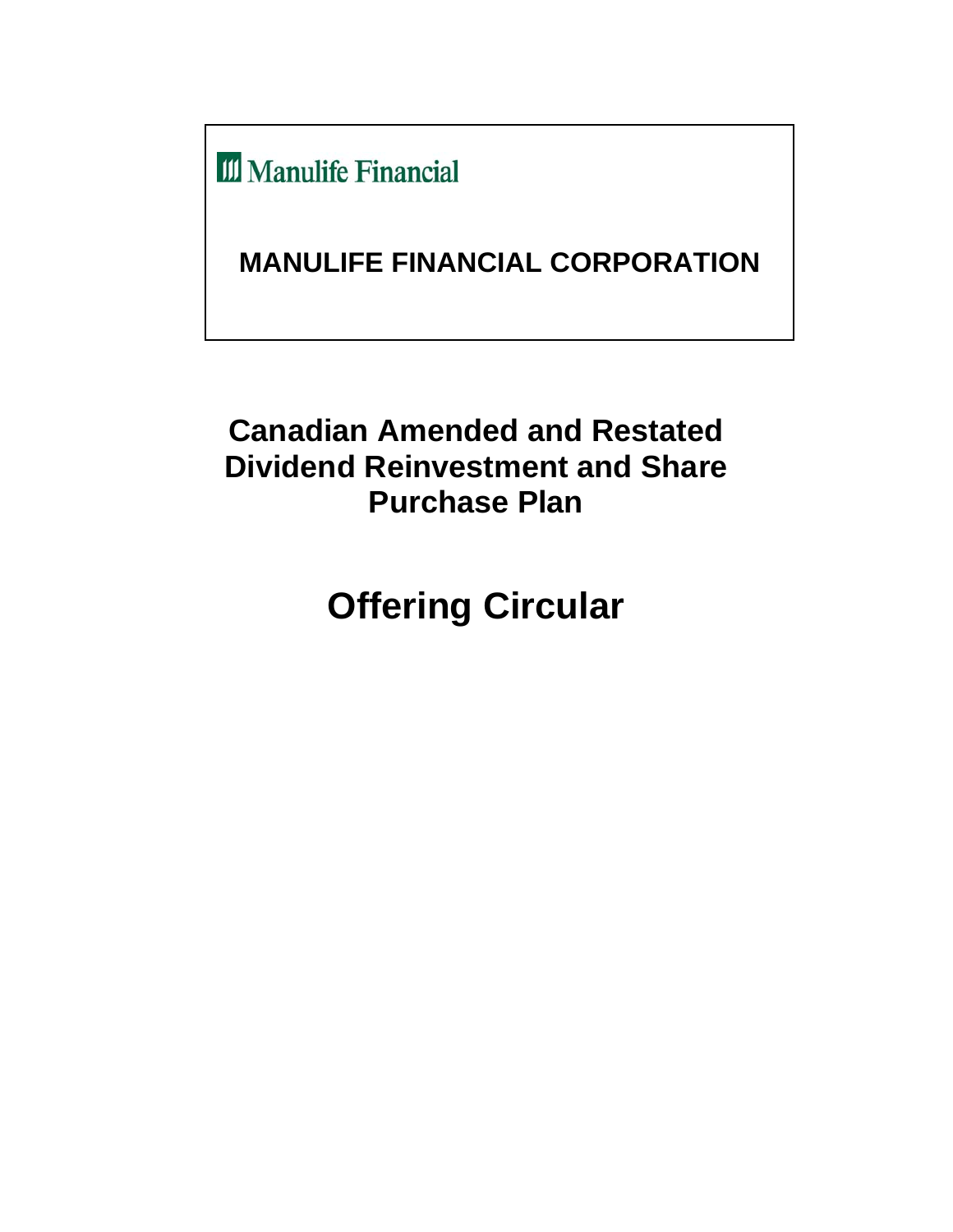Manulife Financial

# MANULIFE FINANCIAL CORPORATION

## Canadian Amended and Restated Dividend Reinvestment and Share Purchase Plan

# Offering Circular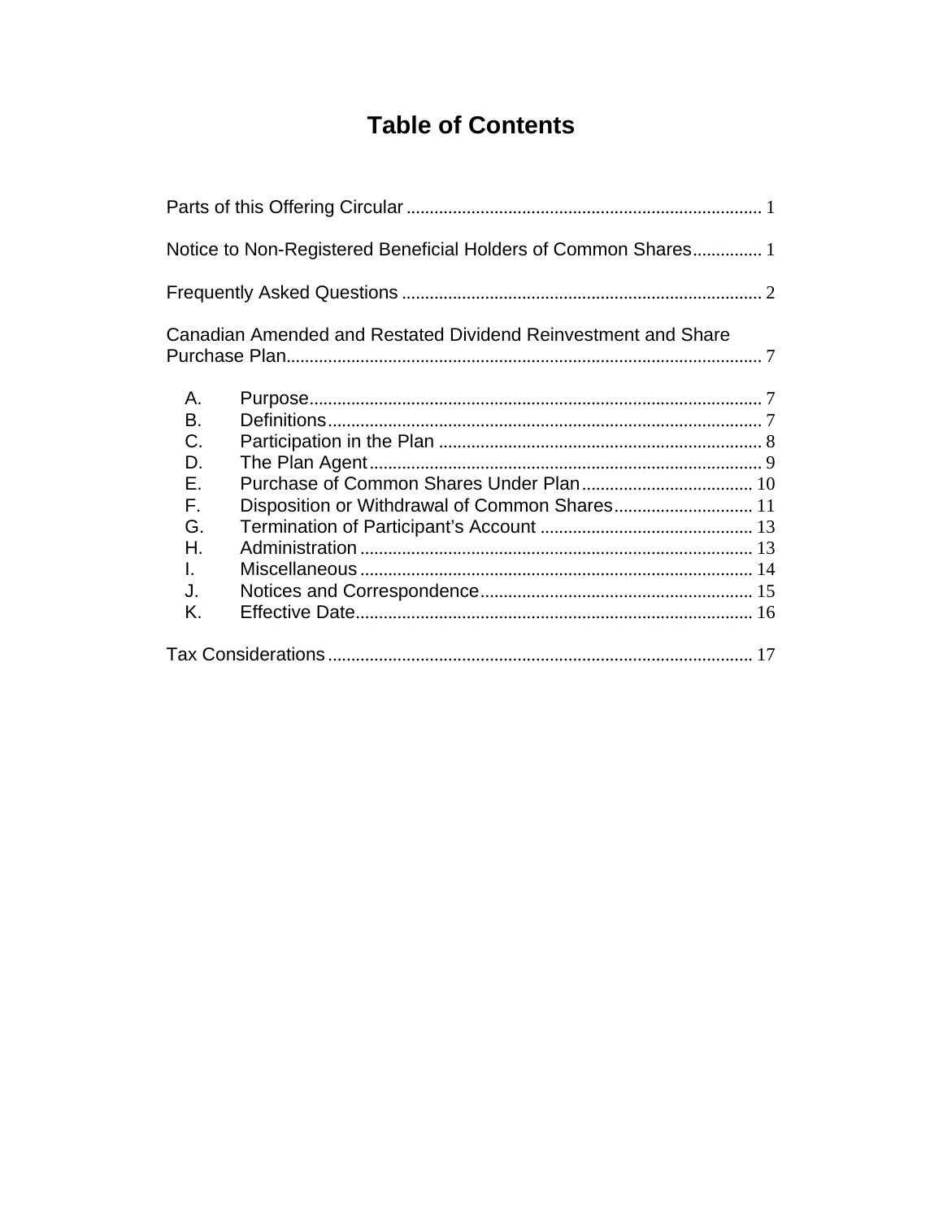# Table of Contents

Parts of this Offering Circular ........................................................................... 1

Notice to Non-Registered Beneficial Holders of Common Shares............... 1

Frequently Asked Questions ............................................................................ 2

Canadian Amended and Restated Dividend Reinvestment and Share Purchase Plan...................................................................................................... 7

- A. Purpose.................................................................................................. 7
- B. Definitions.............................................................................................. 7
- C. Participation in the Plan ...................................................................... 8
- D. The Plan Agent...................................................................................... 9
- E. Purchase of Common Shares Under Plan...................................... 10
- F. Disposition or Withdrawal of Common Shares.............................. 11
- G. Termination of Participant's Account .............................................. 13
- H. Administration ..................................................................................... 13
- I. Miscellaneous ..................................................................................... 14
- J. Notices and Correspondence........................................................... 15
- K. Effective Date...................................................................................... 16

Tax Considerations ........................................................................................... 17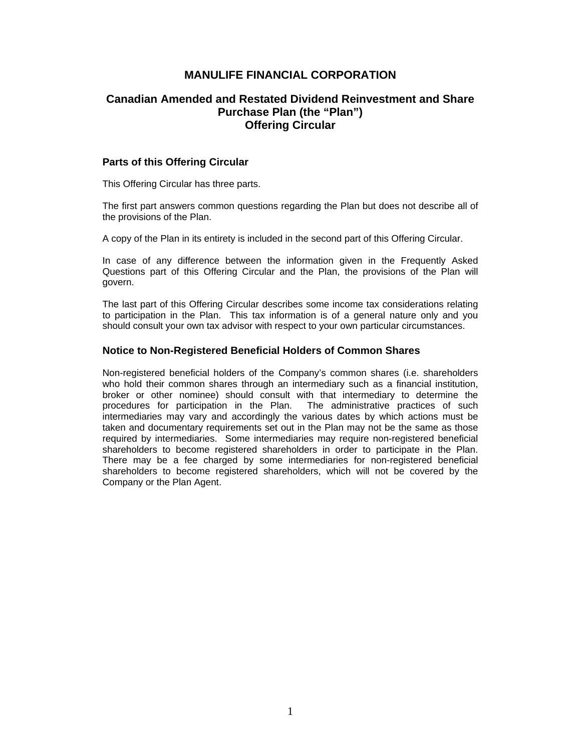# MANULIFE FINANCIAL CORPORATION

## Canadian Amended and Restated Dividend Reinvestment and Share Purchase Plan (the “Plan”)
## Offering Circular

### Parts of this Offering Circular

This Offering Circular has three parts.

The first part answers common questions regarding the Plan but does not describe all of the provisions of the Plan.

A copy of the Plan in its entirety is included in the second part of this Offering Circular.

In case of any difference between the information given in the Frequently Asked Questions part of this Offering Circular and the Plan, the provisions of the Plan will govern.

The last part of this Offering Circular describes some income tax considerations relating to participation in the Plan. This tax information is of a general nature only and you should consult your own tax advisor with respect to your own particular circumstances.

### Notice to Non-Registered Beneficial Holders of Common Shares

Non-registered beneficial holders of the Company’s common shares (i.e. shareholders who hold their common shares through an intermediary such as a financial institution, broker or other nominee) should consult with that intermediary to determine the procedures for participation in the Plan. The administrative practices of such intermediaries may vary and accordingly the various dates by which actions must be taken and documentary requirements set out in the Plan may not be the same as those required by intermediaries. Some intermediaries may require non-registered beneficial shareholders to become registered shareholders in order to participate in the Plan. There may be a fee charged by some intermediaries for non-registered beneficial shareholders to become registered shareholders, which will not be covered by the Company or the Plan Agent.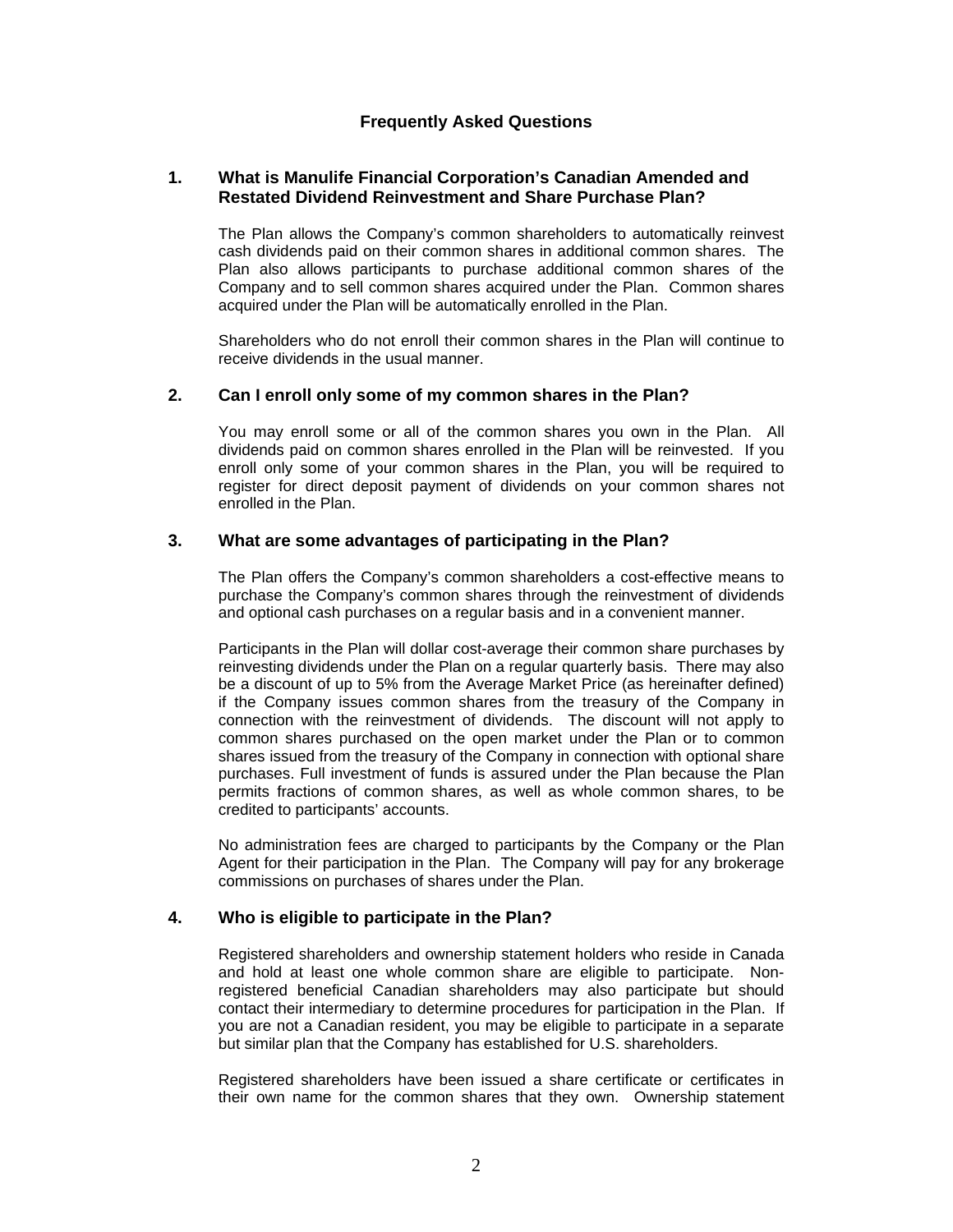## Frequently Asked Questions

### 1. What is Manulife Financial Corporation's Canadian Amended and Restated Dividend Reinvestment and Share Purchase Plan?

The Plan allows the Company's common shareholders to automatically reinvest cash dividends paid on their common shares in additional common shares. The Plan also allows participants to purchase additional common shares of the Company and to sell common shares acquired under the Plan. Common shares acquired under the Plan will be automatically enrolled in the Plan.

Shareholders who do not enroll their common shares in the Plan will continue to receive dividends in the usual manner.

### 2. Can I enroll only some of my common shares in the Plan?

You may enroll some or all of the common shares you own in the Plan. All dividends paid on common shares enrolled in the Plan will be reinvested. If you enroll only some of your common shares in the Plan, you will be required to register for direct deposit payment of dividends on your common shares not enrolled in the Plan.

### 3. What are some advantages of participating in the Plan?

The Plan offers the Company's common shareholders a cost-effective means to purchase the Company's common shares through the reinvestment of dividends and optional cash purchases on a regular basis and in a convenient manner.

Participants in the Plan will dollar cost-average their common share purchases by reinvesting dividends under the Plan on a regular quarterly basis. There may also be a discount of up to 5% from the Average Market Price (as hereinafter defined) if the Company issues common shares from the treasury of the Company in connection with the reinvestment of dividends. The discount will not apply to common shares purchased on the open market under the Plan or to common shares issued from the treasury of the Company in connection with optional share purchases. Full investment of funds is assured under the Plan because the Plan permits fractions of common shares, as well as whole common shares, to be credited to participants' accounts.

No administration fees are charged to participants by the Company or the Plan Agent for their participation in the Plan. The Company will pay for any brokerage commissions on purchases of shares under the Plan.

### 4. Who is eligible to participate in the Plan?

Registered shareholders and ownership statement holders who reside in Canada and hold at least one whole common share are eligible to participate. Non-registered beneficial Canadian shareholders may also participate but should contact their intermediary to determine procedures for participation in the Plan. If you are not a Canadian resident, you may be eligible to participate in a separate but similar plan that the Company has established for U.S. shareholders.

Registered shareholders have been issued a share certificate or certificates in their own name for the common shares that they own. Ownership statement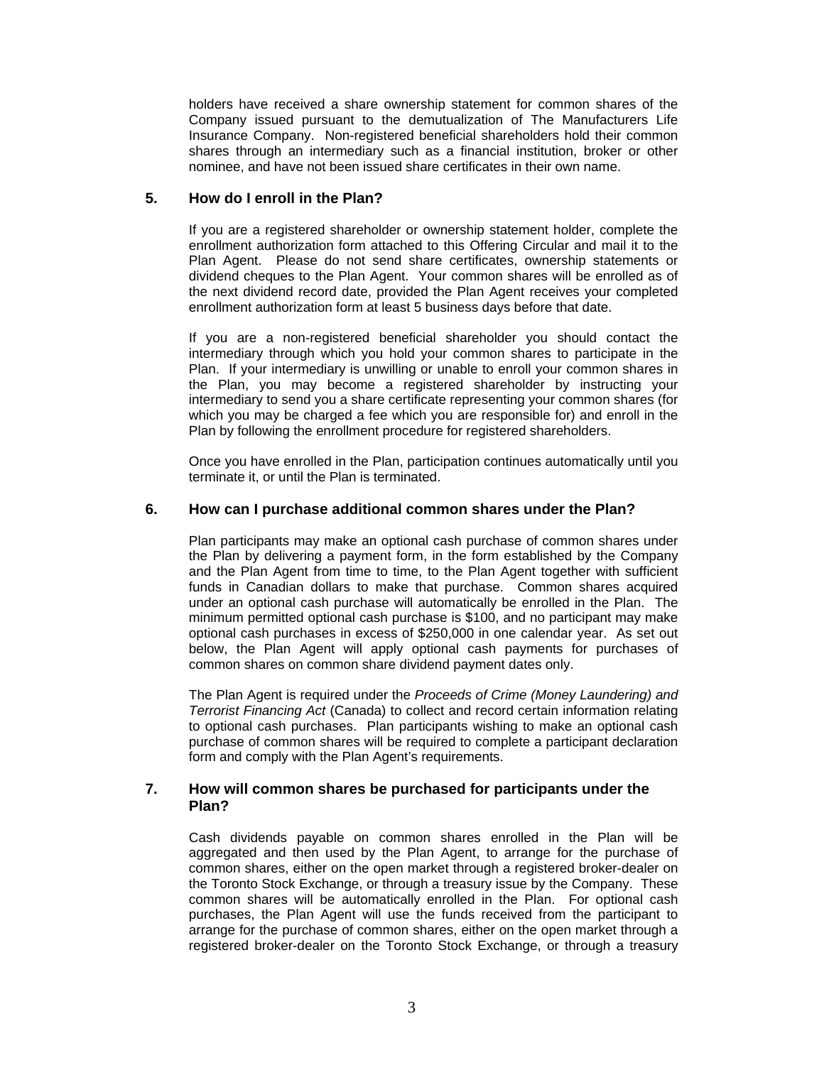holders have received a share ownership statement for common shares of the Company issued pursuant to the demutualization of The Manufacturers Life Insurance Company. Non-registered beneficial shareholders hold their common shares through an intermediary such as a financial institution, broker or other nominee, and have not been issued share certificates in their own name.

### 5. How do I enroll in the Plan?

If you are a registered shareholder or ownership statement holder, complete the enrollment authorization form attached to this Offering Circular and mail it to the Plan Agent. Please do not send share certificates, ownership statements or dividend cheques to the Plan Agent. Your common shares will be enrolled as of the next dividend record date, provided the Plan Agent receives your completed enrollment authorization form at least 5 business days before that date.

If you are a non-registered beneficial shareholder you should contact the intermediary through which you hold your common shares to participate in the Plan. If your intermediary is unwilling or unable to enroll your common shares in the Plan, you may become a registered shareholder by instructing your intermediary to send you a share certificate representing your common shares (for which you may be charged a fee which you are responsible for) and enroll in the Plan by following the enrollment procedure for registered shareholders.

Once you have enrolled in the Plan, participation continues automatically until you terminate it, or until the Plan is terminated.

### 6. How can I purchase additional common shares under the Plan?

Plan participants may make an optional cash purchase of common shares under the Plan by delivering a payment form, in the form established by the Company and the Plan Agent from time to time, to the Plan Agent together with sufficient funds in Canadian dollars to make that purchase. Common shares acquired under an optional cash purchase will automatically be enrolled in the Plan. The minimum permitted optional cash purchase is $100, and no participant may make optional cash purchases in excess of $250,000 in one calendar year. As set out below, the Plan Agent will apply optional cash payments for purchases of common shares on common share dividend payment dates only.

The Plan Agent is required under the *Proceeds of Crime (Money Laundering) and Terrorist Financing Act* (Canada) to collect and record certain information relating to optional cash purchases. Plan participants wishing to make an optional cash purchase of common shares will be required to complete a participant declaration form and comply with the Plan Agent's requirements.

### 7. How will common shares be purchased for participants under the Plan?

Cash dividends payable on common shares enrolled in the Plan will be aggregated and then used by the Plan Agent, to arrange for the purchase of common shares, either on the open market through a registered broker-dealer on the Toronto Stock Exchange, or through a treasury issue by the Company. These common shares will be automatically enrolled in the Plan. For optional cash purchases, the Plan Agent will use the funds received from the participant to arrange for the purchase of common shares, either on the open market through a registered broker-dealer on the Toronto Stock Exchange, or through a treasury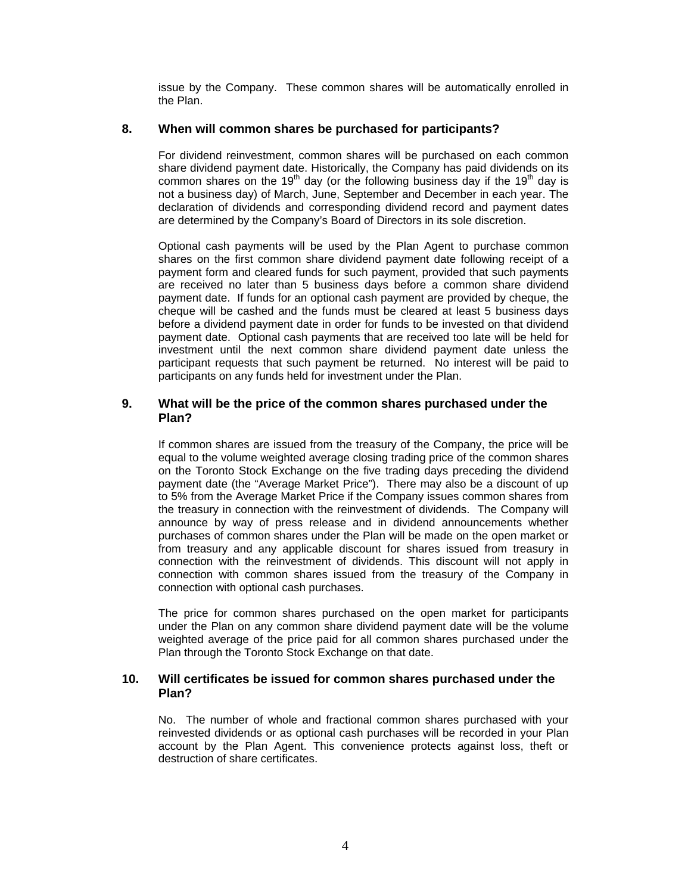issue by the Company. These common shares will be automatically enrolled in the Plan.

### 8. When will common shares be purchased for participants?

For dividend reinvestment, common shares will be purchased on each common share dividend payment date. Historically, the Company has paid dividends on its common shares on the 19th day (or the following business day if the 19th day is not a business day) of March, June, September and December in each year. The declaration of dividends and corresponding dividend record and payment dates are determined by the Company's Board of Directors in its sole discretion.

Optional cash payments will be used by the Plan Agent to purchase common shares on the first common share dividend payment date following receipt of a payment form and cleared funds for such payment, provided that such payments are received no later than 5 business days before a common share dividend payment date. If funds for an optional cash payment are provided by cheque, the cheque will be cashed and the funds must be cleared at least 5 business days before a dividend payment date in order for funds to be invested on that dividend payment date. Optional cash payments that are received too late will be held for investment until the next common share dividend payment date unless the participant requests that such payment be returned. No interest will be paid to participants on any funds held for investment under the Plan.

### 9. What will be the price of the common shares purchased under the Plan?

If common shares are issued from the treasury of the Company, the price will be equal to the volume weighted average closing trading price of the common shares on the Toronto Stock Exchange on the five trading days preceding the dividend payment date (the "Average Market Price"). There may also be a discount of up to 5% from the Average Market Price if the Company issues common shares from the treasury in connection with the reinvestment of dividends. The Company will announce by way of press release and in dividend announcements whether purchases of common shares under the Plan will be made on the open market or from treasury and any applicable discount for shares issued from treasury in connection with the reinvestment of dividends. This discount will not apply in connection with common shares issued from the treasury of the Company in connection with optional cash purchases.

The price for common shares purchased on the open market for participants under the Plan on any common share dividend payment date will be the volume weighted average of the price paid for all common shares purchased under the Plan through the Toronto Stock Exchange on that date.

### 10. Will certificates be issued for common shares purchased under the Plan?

No. The number of whole and fractional common shares purchased with your reinvested dividends or as optional cash purchases will be recorded in your Plan account by the Plan Agent. This convenience protects against loss, theft or destruction of share certificates.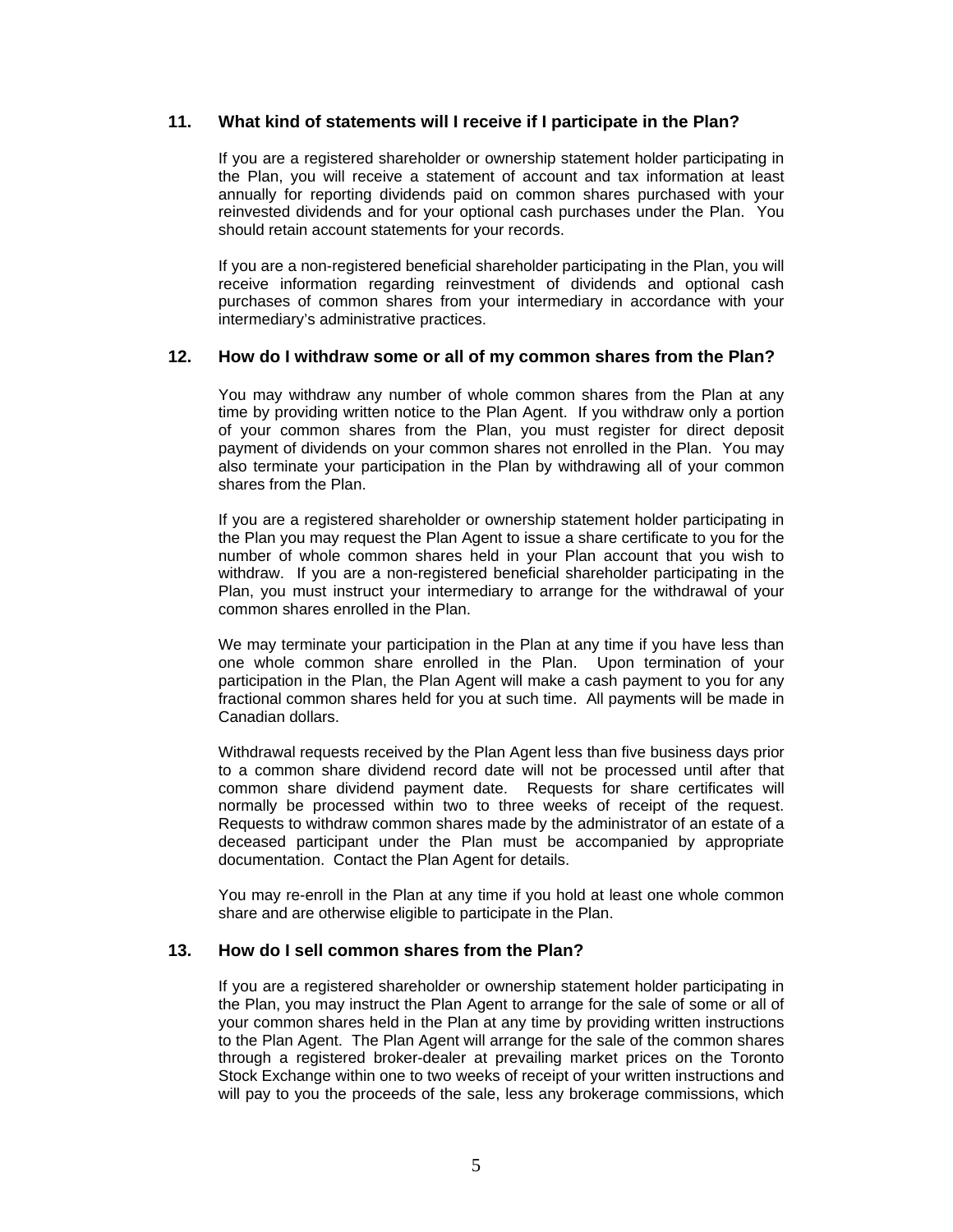### 11. What kind of statements will I receive if I participate in the Plan?

If you are a registered shareholder or ownership statement holder participating in the Plan, you will receive a statement of account and tax information at least annually for reporting dividends paid on common shares purchased with your reinvested dividends and for your optional cash purchases under the Plan. You should retain account statements for your records.

If you are a non-registered beneficial shareholder participating in the Plan, you will receive information regarding reinvestment of dividends and optional cash purchases of common shares from your intermediary in accordance with your intermediary's administrative practices.

### 12. How do I withdraw some or all of my common shares from the Plan?

You may withdraw any number of whole common shares from the Plan at any time by providing written notice to the Plan Agent. If you withdraw only a portion of your common shares from the Plan, you must register for direct deposit payment of dividends on your common shares not enrolled in the Plan. You may also terminate your participation in the Plan by withdrawing all of your common shares from the Plan.

If you are a registered shareholder or ownership statement holder participating in the Plan you may request the Plan Agent to issue a share certificate to you for the number of whole common shares held in your Plan account that you wish to withdraw. If you are a non-registered beneficial shareholder participating in the Plan, you must instruct your intermediary to arrange for the withdrawal of your common shares enrolled in the Plan.

We may terminate your participation in the Plan at any time if you have less than one whole common share enrolled in the Plan. Upon termination of your participation in the Plan, the Plan Agent will make a cash payment to you for any fractional common shares held for you at such time. All payments will be made in Canadian dollars.

Withdrawal requests received by the Plan Agent less than five business days prior to a common share dividend record date will not be processed until after that common share dividend payment date. Requests for share certificates will normally be processed within two to three weeks of receipt of the request. Requests to withdraw common shares made by the administrator of an estate of a deceased participant under the Plan must be accompanied by appropriate documentation. Contact the Plan Agent for details.

You may re-enroll in the Plan at any time if you hold at least one whole common share and are otherwise eligible to participate in the Plan.

### 13. How do I sell common shares from the Plan?

If you are a registered shareholder or ownership statement holder participating in the Plan, you may instruct the Plan Agent to arrange for the sale of some or all of your common shares held in the Plan at any time by providing written instructions to the Plan Agent. The Plan Agent will arrange for the sale of the common shares through a registered broker-dealer at prevailing market prices on the Toronto Stock Exchange within one to two weeks of receipt of your written instructions and will pay to you the proceeds of the sale, less any brokerage commissions, which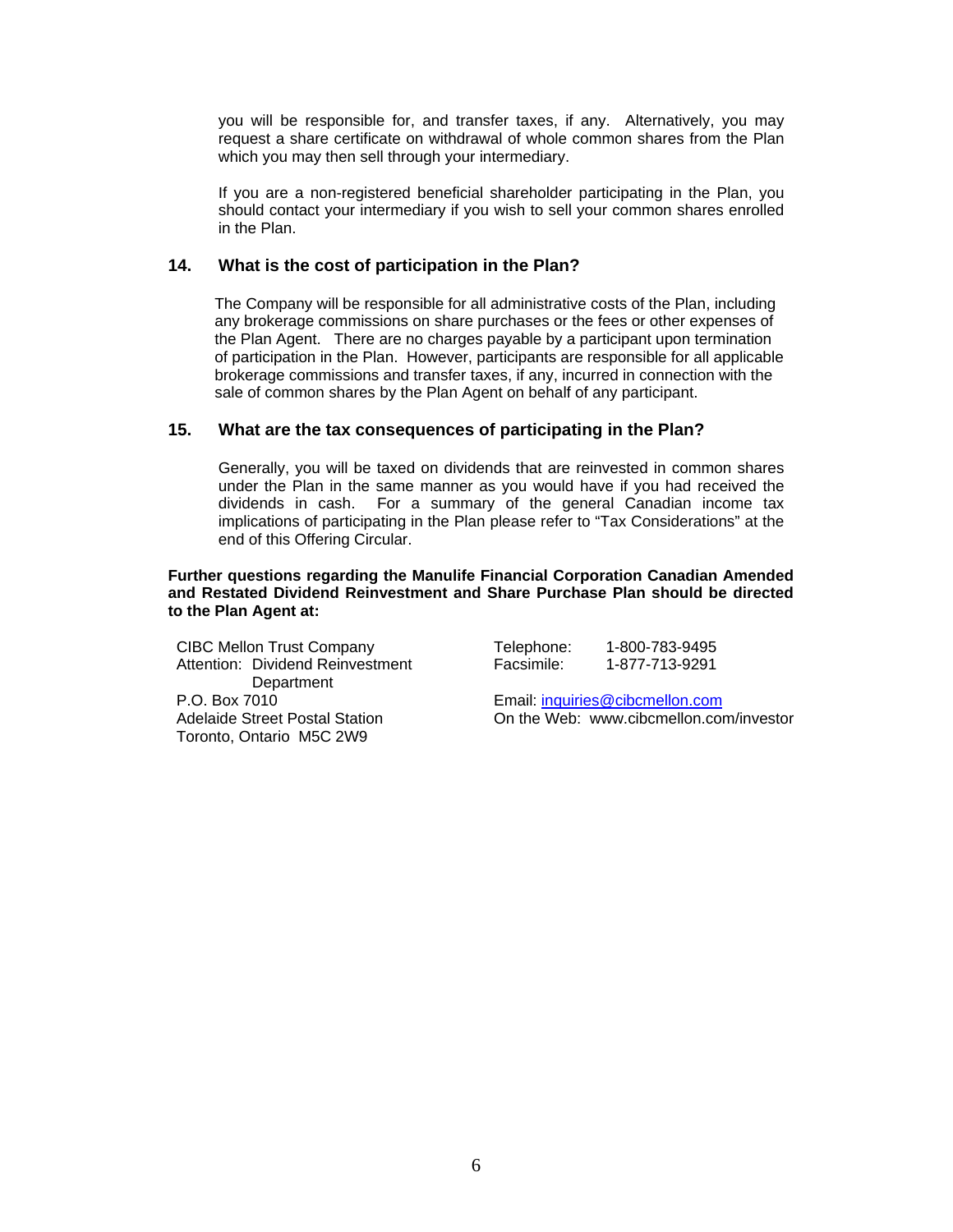you will be responsible for, and transfer taxes, if any. Alternatively, you may request a share certificate on withdrawal of whole common shares from the Plan which you may then sell through your intermediary.

If you are a non-registered beneficial shareholder participating in the Plan, you should contact your intermediary if you wish to sell your common shares enrolled in the Plan.

### 14. What is the cost of participation in the Plan?

The Company will be responsible for all administrative costs of the Plan, including any brokerage commissions on share purchases or the fees or other expenses of the Plan Agent. There are no charges payable by a participant upon termination of participation in the Plan. However, participants are responsible for all applicable brokerage commissions and transfer taxes, if any, incurred in connection with the sale of common shares by the Plan Agent on behalf of any participant.

### 15. What are the tax consequences of participating in the Plan?

Generally, you will be taxed on dividends that are reinvested in common shares under the Plan in the same manner as you would have if you had received the dividends in cash. For a summary of the general Canadian income tax implications of participating in the Plan please refer to "Tax Considerations" at the end of this Offering Circular.

**Further questions regarding the Manulife Financial Corporation Canadian Amended and Restated Dividend Reinvestment and Share Purchase Plan should be directed to the Plan Agent at:**

CIBC Mellon Trust Company
Attention: Dividend Reinvestment Department
P.O. Box 7010
Adelaide Street Postal Station
Toronto, Ontario M5C 2W9

Telephone: 1-800-783-9495
Facsimile: 1-877-713-9291

Email: inquiries@cibcmellon.com
On the Web: www.cibcmellon.com/investor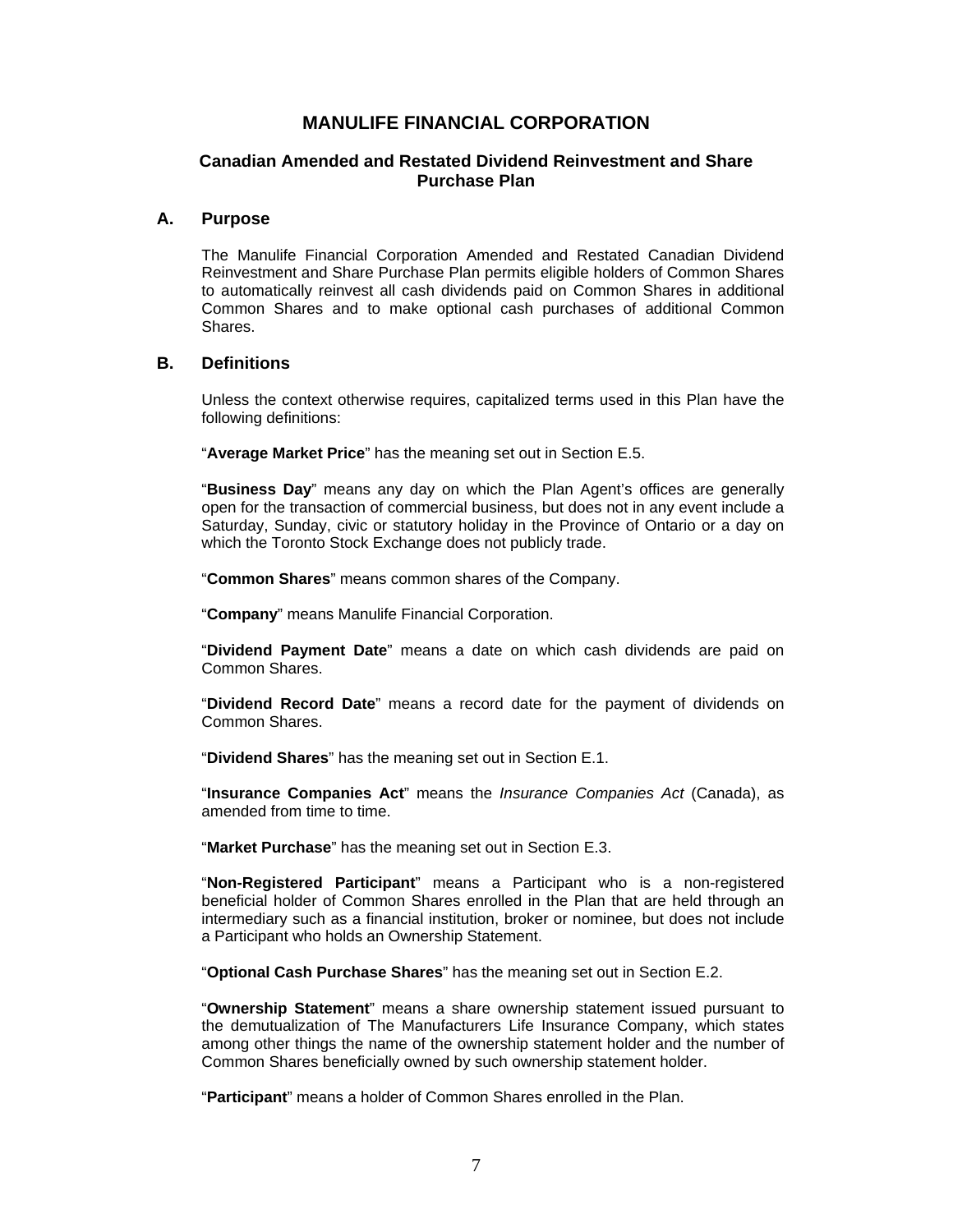# MANULIFE FINANCIAL CORPORATION

## Canadian Amended and Restated Dividend Reinvestment and Share Purchase Plan

### A. Purpose

The Manulife Financial Corporation Amended and Restated Canadian Dividend Reinvestment and Share Purchase Plan permits eligible holders of Common Shares to automatically reinvest all cash dividends paid on Common Shares in additional Common Shares and to make optional cash purchases of additional Common Shares.

### B. Definitions

Unless the context otherwise requires, capitalized terms used in this Plan have the following definitions:

"**Average Market Price**" has the meaning set out in Section E.5.

"**Business Day**" means any day on which the Plan Agent's offices are generally open for the transaction of commercial business, but does not in any event include a Saturday, Sunday, civic or statutory holiday in the Province of Ontario or a day on which the Toronto Stock Exchange does not publicly trade.

"**Common Shares**" means common shares of the Company.

"**Company**" means Manulife Financial Corporation.

"**Dividend Payment Date**" means a date on which cash dividends are paid on Common Shares.

"**Dividend Record Date**" means a record date for the payment of dividends on Common Shares.

"**Dividend Shares**" has the meaning set out in Section E.1.

"**Insurance Companies Act**" means the *Insurance Companies Act* (Canada), as amended from time to time.

"**Market Purchase**" has the meaning set out in Section E.3.

"**Non-Registered Participant**" means a Participant who is a non-registered beneficial holder of Common Shares enrolled in the Plan that are held through an intermediary such as a financial institution, broker or nominee, but does not include a Participant who holds an Ownership Statement.

"**Optional Cash Purchase Shares**" has the meaning set out in Section E.2.

"**Ownership Statement**" means a share ownership statement issued pursuant to the demutualization of The Manufacturers Life Insurance Company, which states among other things the name of the ownership statement holder and the number of Common Shares beneficially owned by such ownership statement holder.

"**Participant**" means a holder of Common Shares enrolled in the Plan.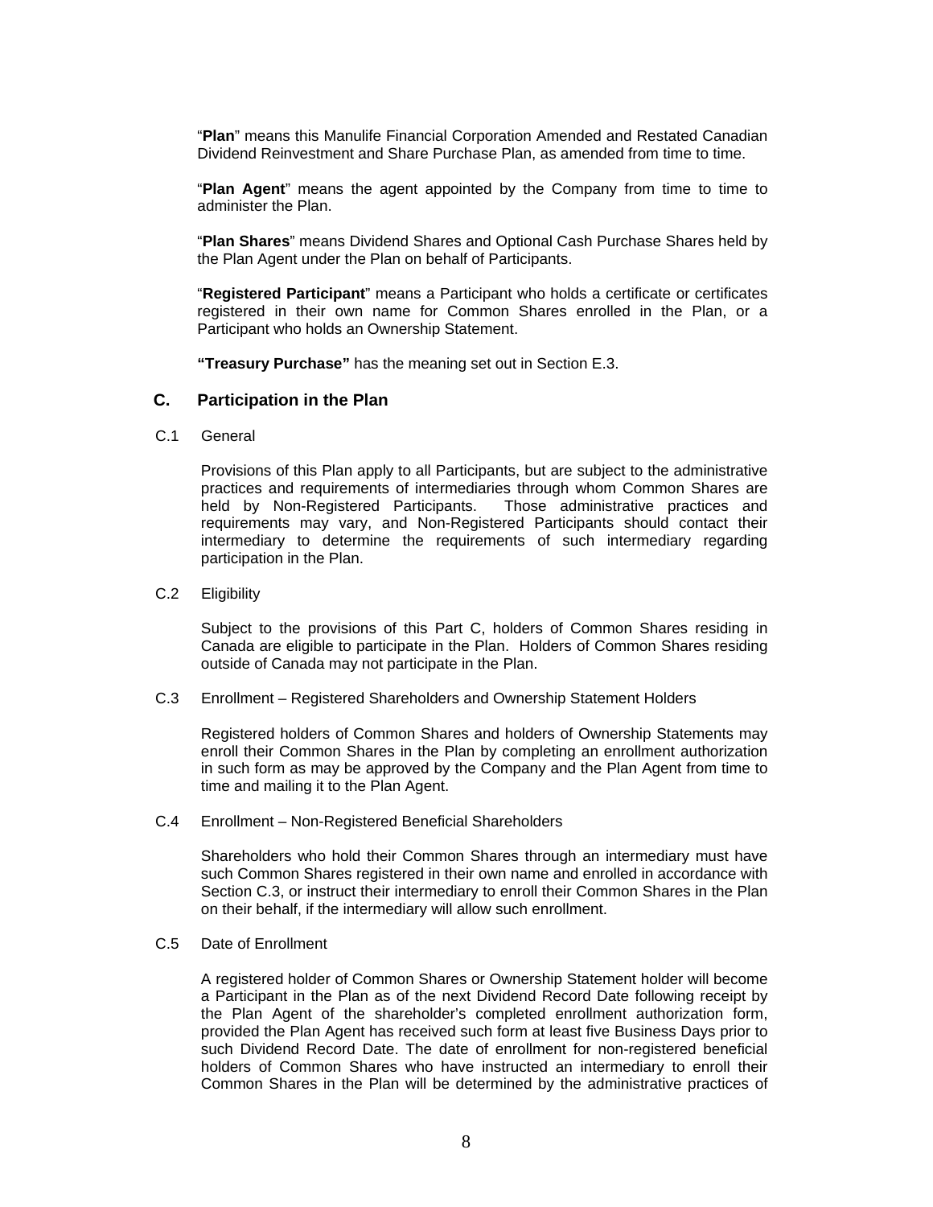"**Plan**" means this Manulife Financial Corporation Amended and Restated Canadian Dividend Reinvestment and Share Purchase Plan, as amended from time to time.

"**Plan Agent**" means the agent appointed by the Company from time to time to administer the Plan.

"**Plan Shares**" means Dividend Shares and Optional Cash Purchase Shares held by the Plan Agent under the Plan on behalf of Participants.

"**Registered Participant**" means a Participant who holds a certificate or certificates registered in their own name for Common Shares enrolled in the Plan, or a Participant who holds an Ownership Statement.

**"Treasury Purchase"** has the meaning set out in Section E.3.

## C. Participation in the Plan

C.1 General

Provisions of this Plan apply to all Participants, but are subject to the administrative practices and requirements of intermediaries through whom Common Shares are held by Non-Registered Participants. Those administrative practices and requirements may vary, and Non-Registered Participants should contact their intermediary to determine the requirements of such intermediary regarding participation in the Plan.

C.2 Eligibility

Subject to the provisions of this Part C, holders of Common Shares residing in Canada are eligible to participate in the Plan. Holders of Common Shares residing outside of Canada may not participate in the Plan.

C.3 Enrollment – Registered Shareholders and Ownership Statement Holders

Registered holders of Common Shares and holders of Ownership Statements may enroll their Common Shares in the Plan by completing an enrollment authorization in such form as may be approved by the Company and the Plan Agent from time to time and mailing it to the Plan Agent.

C.4 Enrollment – Non-Registered Beneficial Shareholders

Shareholders who hold their Common Shares through an intermediary must have such Common Shares registered in their own name and enrolled in accordance with Section C.3, or instruct their intermediary to enroll their Common Shares in the Plan on their behalf, if the intermediary will allow such enrollment.

C.5 Date of Enrollment

A registered holder of Common Shares or Ownership Statement holder will become a Participant in the Plan as of the next Dividend Record Date following receipt by the Plan Agent of the shareholder's completed enrollment authorization form, provided the Plan Agent has received such form at least five Business Days prior to such Dividend Record Date. The date of enrollment for non-registered beneficial holders of Common Shares who have instructed an intermediary to enroll their Common Shares in the Plan will be determined by the administrative practices of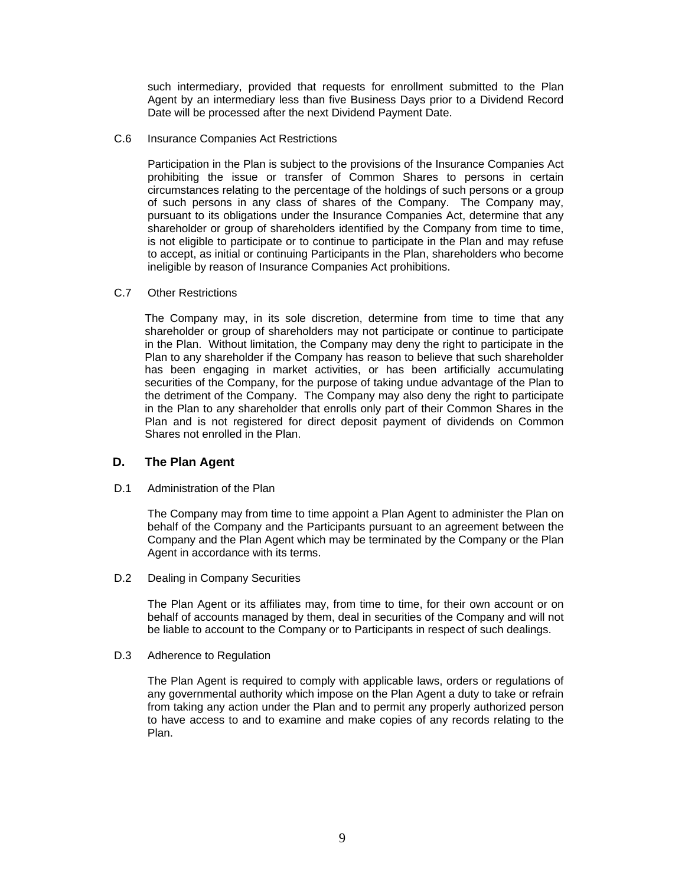such intermediary, provided that requests for enrollment submitted to the Plan Agent by an intermediary less than five Business Days prior to a Dividend Record Date will be processed after the next Dividend Payment Date.

C.6 Insurance Companies Act Restrictions

Participation in the Plan is subject to the provisions of the Insurance Companies Act prohibiting the issue or transfer of Common Shares to persons in certain circumstances relating to the percentage of the holdings of such persons or a group of such persons in any class of shares of the Company. The Company may, pursuant to its obligations under the Insurance Companies Act, determine that any shareholder or group of shareholders identified by the Company from time to time, is not eligible to participate or to continue to participate in the Plan and may refuse to accept, as initial or continuing Participants in the Plan, shareholders who become ineligible by reason of Insurance Companies Act prohibitions.

C.7 Other Restrictions

The Company may, in its sole discretion, determine from time to time that any shareholder or group of shareholders may not participate or continue to participate in the Plan. Without limitation, the Company may deny the right to participate in the Plan to any shareholder if the Company has reason to believe that such shareholder has been engaging in market activities, or has been artificially accumulating securities of the Company, for the purpose of taking undue advantage of the Plan to the detriment of the Company. The Company may also deny the right to participate in the Plan to any shareholder that enrolls only part of their Common Shares in the Plan and is not registered for direct deposit payment of dividends on Common Shares not enrolled in the Plan.

## D. The Plan Agent

D.1 Administration of the Plan

The Company may from time to time appoint a Plan Agent to administer the Plan on behalf of the Company and the Participants pursuant to an agreement between the Company and the Plan Agent which may be terminated by the Company or the Plan Agent in accordance with its terms.

D.2 Dealing in Company Securities

The Plan Agent or its affiliates may, from time to time, for their own account or on behalf of accounts managed by them, deal in securities of the Company and will not be liable to account to the Company or to Participants in respect of such dealings.

D.3 Adherence to Regulation

The Plan Agent is required to comply with applicable laws, orders or regulations of any governmental authority which impose on the Plan Agent a duty to take or refrain from taking any action under the Plan and to permit any properly authorized person to have access to and to examine and make copies of any records relating to the Plan.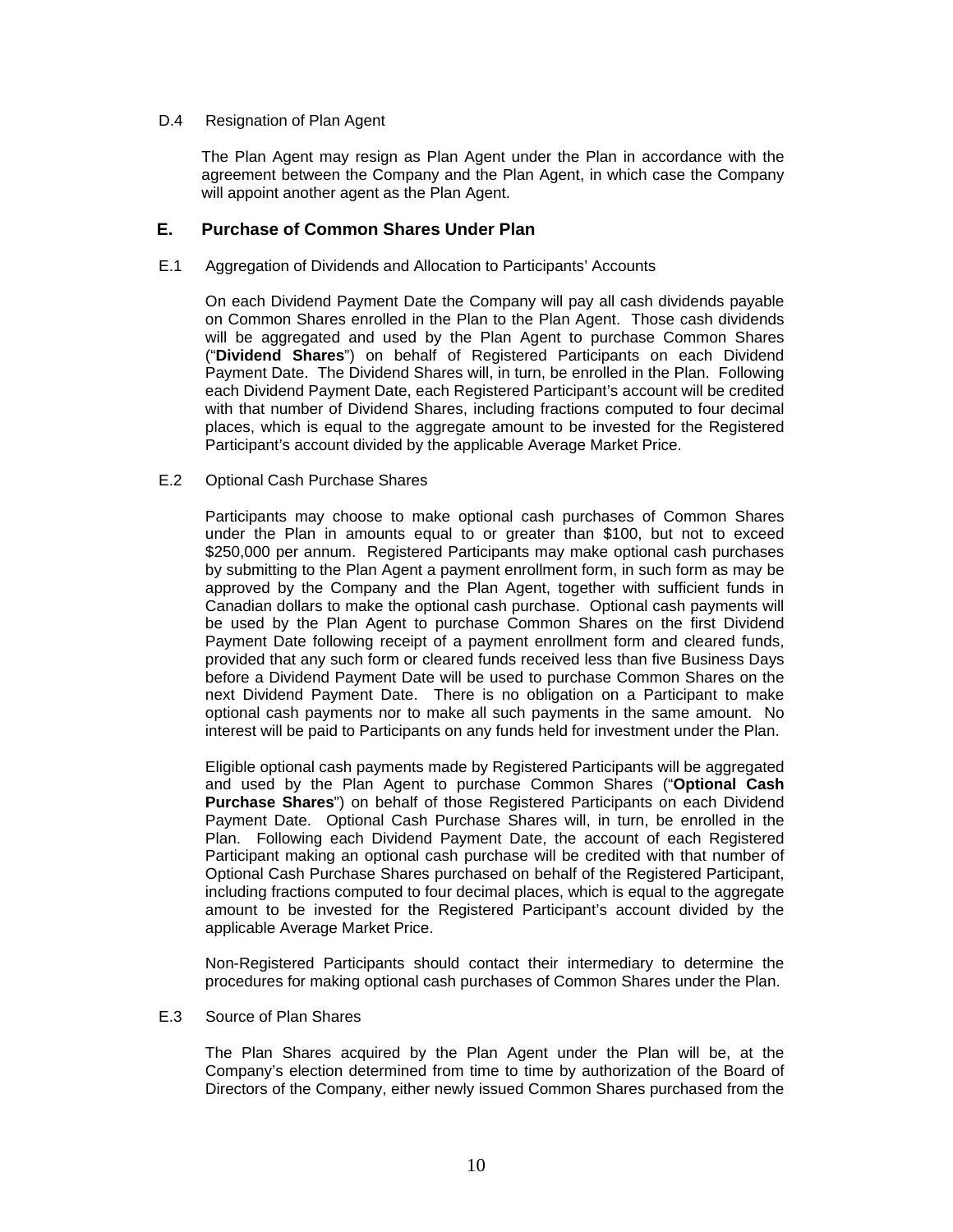D.4 Resignation of Plan Agent

The Plan Agent may resign as Plan Agent under the Plan in accordance with the agreement between the Company and the Plan Agent, in which case the Company will appoint another agent as the Plan Agent.

## E. Purchase of Common Shares Under Plan

E.1 Aggregation of Dividends and Allocation to Participants' Accounts

On each Dividend Payment Date the Company will pay all cash dividends payable on Common Shares enrolled in the Plan to the Plan Agent. Those cash dividends will be aggregated and used by the Plan Agent to purchase Common Shares ("**Dividend Shares**") on behalf of Registered Participants on each Dividend Payment Date. The Dividend Shares will, in turn, be enrolled in the Plan. Following each Dividend Payment Date, each Registered Participant's account will be credited with that number of Dividend Shares, including fractions computed to four decimal places, which is equal to the aggregate amount to be invested for the Registered Participant's account divided by the applicable Average Market Price.

E.2 Optional Cash Purchase Shares

Participants may choose to make optional cash purchases of Common Shares under the Plan in amounts equal to or greater than $100, but not to exceed $250,000 per annum. Registered Participants may make optional cash purchases by submitting to the Plan Agent a payment enrollment form, in such form as may be approved by the Company and the Plan Agent, together with sufficient funds in Canadian dollars to make the optional cash purchase. Optional cash payments will be used by the Plan Agent to purchase Common Shares on the first Dividend Payment Date following receipt of a payment enrollment form and cleared funds, provided that any such form or cleared funds received less than five Business Days before a Dividend Payment Date will be used to purchase Common Shares on the next Dividend Payment Date. There is no obligation on a Participant to make optional cash payments nor to make all such payments in the same amount. No interest will be paid to Participants on any funds held for investment under the Plan.

Eligible optional cash payments made by Registered Participants will be aggregated and used by the Plan Agent to purchase Common Shares ("**Optional Cash Purchase Shares**") on behalf of those Registered Participants on each Dividend Payment Date. Optional Cash Purchase Shares will, in turn, be enrolled in the Plan. Following each Dividend Payment Date, the account of each Registered Participant making an optional cash purchase will be credited with that number of Optional Cash Purchase Shares purchased on behalf of the Registered Participant, including fractions computed to four decimal places, which is equal to the aggregate amount to be invested for the Registered Participant's account divided by the applicable Average Market Price.

Non-Registered Participants should contact their intermediary to determine the procedures for making optional cash purchases of Common Shares under the Plan.

E.3 Source of Plan Shares

The Plan Shares acquired by the Plan Agent under the Plan will be, at the Company's election determined from time to time by authorization of the Board of Directors of the Company, either newly issued Common Shares purchased from the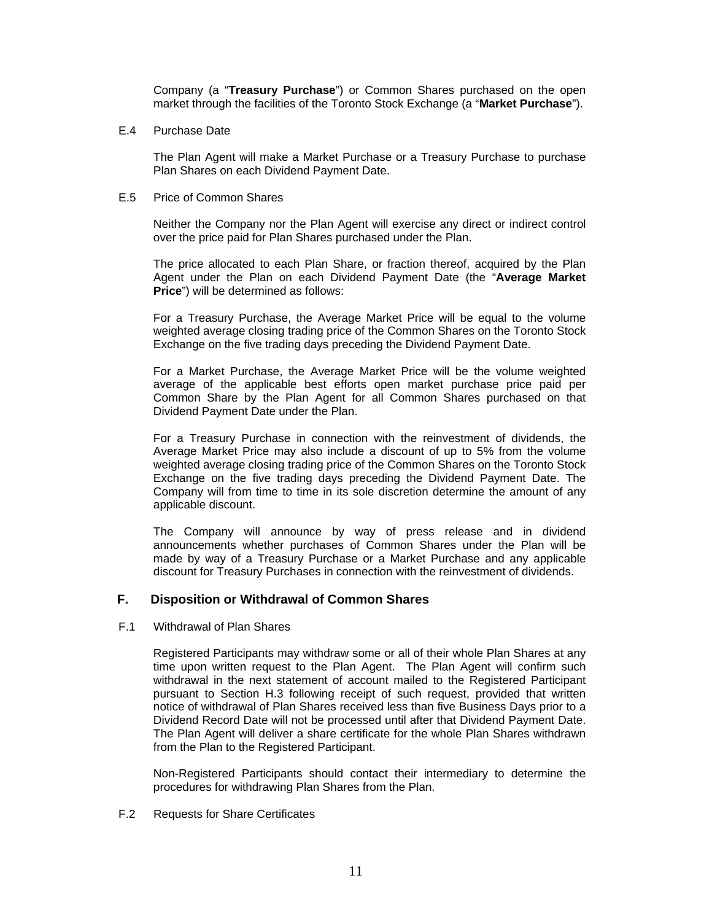Company (a "**Treasury Purchase**") or Common Shares purchased on the open market through the facilities of the Toronto Stock Exchange (a "**Market Purchase**").

E.4 Purchase Date

The Plan Agent will make a Market Purchase or a Treasury Purchase to purchase Plan Shares on each Dividend Payment Date.

E.5 Price of Common Shares

Neither the Company nor the Plan Agent will exercise any direct or indirect control over the price paid for Plan Shares purchased under the Plan.

The price allocated to each Plan Share, or fraction thereof, acquired by the Plan Agent under the Plan on each Dividend Payment Date (the "**Average Market Price**") will be determined as follows:

For a Treasury Purchase, the Average Market Price will be equal to the volume weighted average closing trading price of the Common Shares on the Toronto Stock Exchange on the five trading days preceding the Dividend Payment Date.

For a Market Purchase, the Average Market Price will be the volume weighted average of the applicable best efforts open market purchase price paid per Common Share by the Plan Agent for all Common Shares purchased on that Dividend Payment Date under the Plan.

For a Treasury Purchase in connection with the reinvestment of dividends, the Average Market Price may also include a discount of up to 5% from the volume weighted average closing trading price of the Common Shares on the Toronto Stock Exchange on the five trading days preceding the Dividend Payment Date. The Company will from time to time in its sole discretion determine the amount of any applicable discount.

The Company will announce by way of press release and in dividend announcements whether purchases of Common Shares under the Plan will be made by way of a Treasury Purchase or a Market Purchase and any applicable discount for Treasury Purchases in connection with the reinvestment of dividends.

## F. Disposition or Withdrawal of Common Shares

F.1 Withdrawal of Plan Shares

Registered Participants may withdraw some or all of their whole Plan Shares at any time upon written request to the Plan Agent. The Plan Agent will confirm such withdrawal in the next statement of account mailed to the Registered Participant pursuant to Section H.3 following receipt of such request, provided that written notice of withdrawal of Plan Shares received less than five Business Days prior to a Dividend Record Date will not be processed until after that Dividend Payment Date. The Plan Agent will deliver a share certificate for the whole Plan Shares withdrawn from the Plan to the Registered Participant.

Non-Registered Participants should contact their intermediary to determine the procedures for withdrawing Plan Shares from the Plan.

F.2 Requests for Share Certificates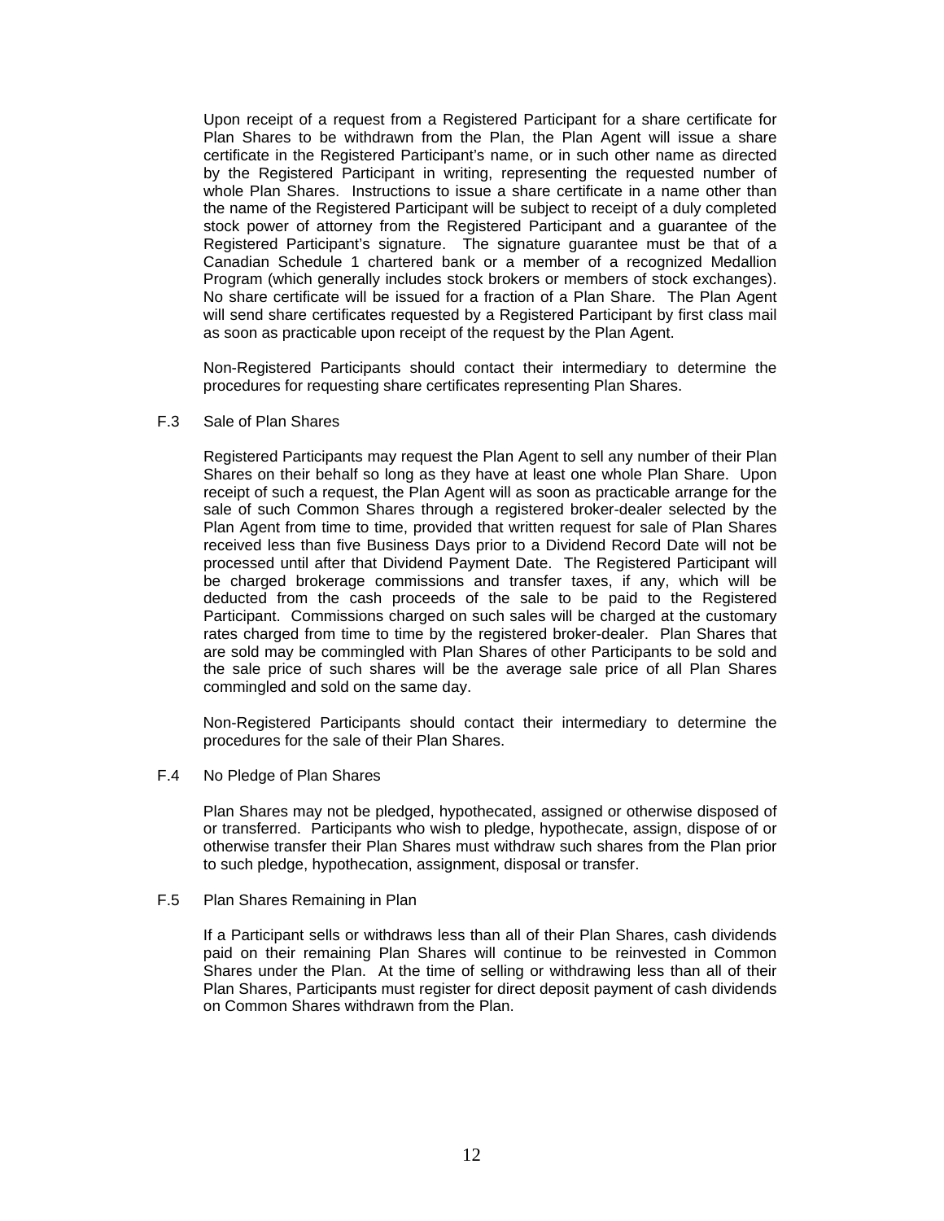Upon receipt of a request from a Registered Participant for a share certificate for Plan Shares to be withdrawn from the Plan, the Plan Agent will issue a share certificate in the Registered Participant's name, or in such other name as directed by the Registered Participant in writing, representing the requested number of whole Plan Shares. Instructions to issue a share certificate in a name other than the name of the Registered Participant will be subject to receipt of a duly completed stock power of attorney from the Registered Participant and a guarantee of the Registered Participant's signature. The signature guarantee must be that of a Canadian Schedule 1 chartered bank or a member of a recognized Medallion Program (which generally includes stock brokers or members of stock exchanges). No share certificate will be issued for a fraction of a Plan Share. The Plan Agent will send share certificates requested by a Registered Participant by first class mail as soon as practicable upon receipt of the request by the Plan Agent.

Non-Registered Participants should contact their intermediary to determine the procedures for requesting share certificates representing Plan Shares.

F.3 Sale of Plan Shares

Registered Participants may request the Plan Agent to sell any number of their Plan Shares on their behalf so long as they have at least one whole Plan Share. Upon receipt of such a request, the Plan Agent will as soon as practicable arrange for the sale of such Common Shares through a registered broker-dealer selected by the Plan Agent from time to time, provided that written request for sale of Plan Shares received less than five Business Days prior to a Dividend Record Date will not be processed until after that Dividend Payment Date. The Registered Participant will be charged brokerage commissions and transfer taxes, if any, which will be deducted from the cash proceeds of the sale to be paid to the Registered Participant. Commissions charged on such sales will be charged at the customary rates charged from time to time by the registered broker-dealer. Plan Shares that are sold may be commingled with Plan Shares of other Participants to be sold and the sale price of such shares will be the average sale price of all Plan Shares commingled and sold on the same day.

Non-Registered Participants should contact their intermediary to determine the procedures for the sale of their Plan Shares.

F.4 No Pledge of Plan Shares

Plan Shares may not be pledged, hypothecated, assigned or otherwise disposed of or transferred. Participants who wish to pledge, hypothecate, assign, dispose of or otherwise transfer their Plan Shares must withdraw such shares from the Plan prior to such pledge, hypothecation, assignment, disposal or transfer.

F.5 Plan Shares Remaining in Plan

If a Participant sells or withdraws less than all of their Plan Shares, cash dividends paid on their remaining Plan Shares will continue to be reinvested in Common Shares under the Plan. At the time of selling or withdrawing less than all of their Plan Shares, Participants must register for direct deposit payment of cash dividends on Common Shares withdrawn from the Plan.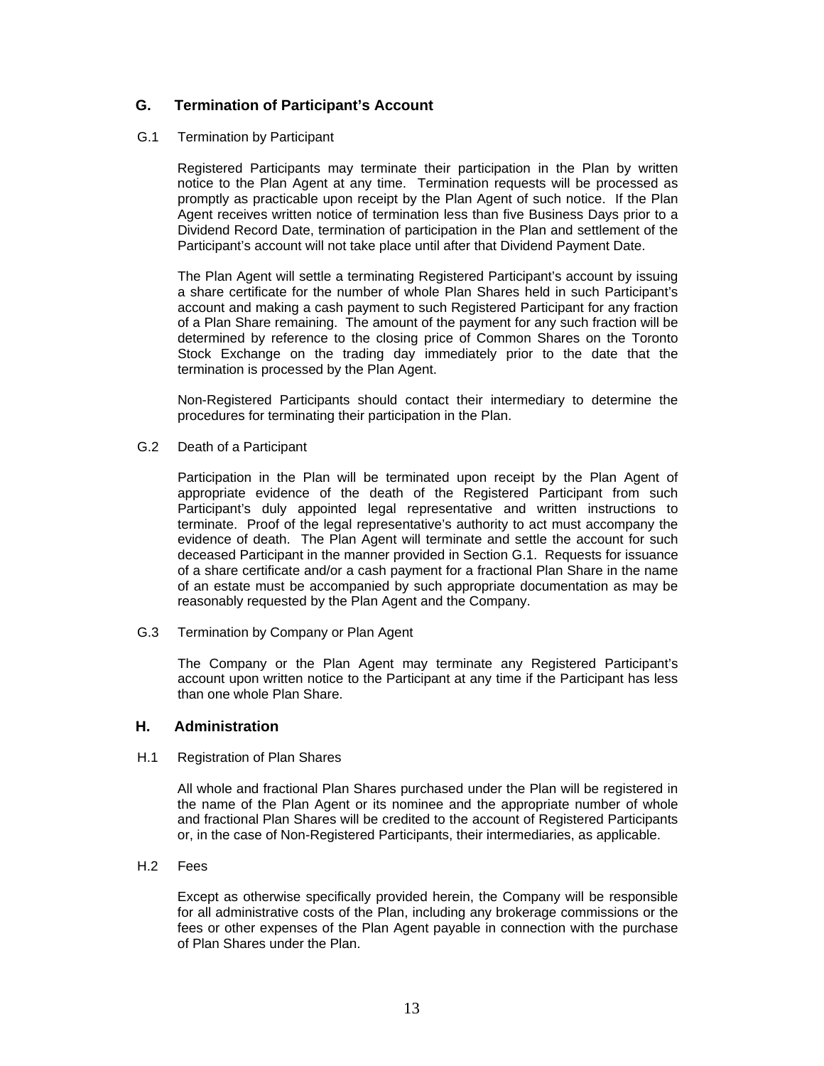## G. Termination of Participant's Account

### G.1 Termination by Participant

Registered Participants may terminate their participation in the Plan by written notice to the Plan Agent at any time. Termination requests will be processed as promptly as practicable upon receipt by the Plan Agent of such notice. If the Plan Agent receives written notice of termination less than five Business Days prior to a Dividend Record Date, termination of participation in the Plan and settlement of the Participant's account will not take place until after that Dividend Payment Date.

The Plan Agent will settle a terminating Registered Participant's account by issuing a share certificate for the number of whole Plan Shares held in such Participant's account and making a cash payment to such Registered Participant for any fraction of a Plan Share remaining. The amount of the payment for any such fraction will be determined by reference to the closing price of Common Shares on the Toronto Stock Exchange on the trading day immediately prior to the date that the termination is processed by the Plan Agent.

Non-Registered Participants should contact their intermediary to determine the procedures for terminating their participation in the Plan.

### G.2 Death of a Participant

Participation in the Plan will be terminated upon receipt by the Plan Agent of appropriate evidence of the death of the Registered Participant from such Participant's duly appointed legal representative and written instructions to terminate. Proof of the legal representative's authority to act must accompany the evidence of death. The Plan Agent will terminate and settle the account for such deceased Participant in the manner provided in Section G.1. Requests for issuance of a share certificate and/or a cash payment for a fractional Plan Share in the name of an estate must be accompanied by such appropriate documentation as may be reasonably requested by the Plan Agent and the Company.

### G.3 Termination by Company or Plan Agent

The Company or the Plan Agent may terminate any Registered Participant's account upon written notice to the Participant at any time if the Participant has less than one whole Plan Share.

## H. Administration

### H.1 Registration of Plan Shares

All whole and fractional Plan Shares purchased under the Plan will be registered in the name of the Plan Agent or its nominee and the appropriate number of whole and fractional Plan Shares will be credited to the account of Registered Participants or, in the case of Non-Registered Participants, their intermediaries, as applicable.

### H.2 Fees

Except as otherwise specifically provided herein, the Company will be responsible for all administrative costs of the Plan, including any brokerage commissions or the fees or other expenses of the Plan Agent payable in connection with the purchase of Plan Shares under the Plan.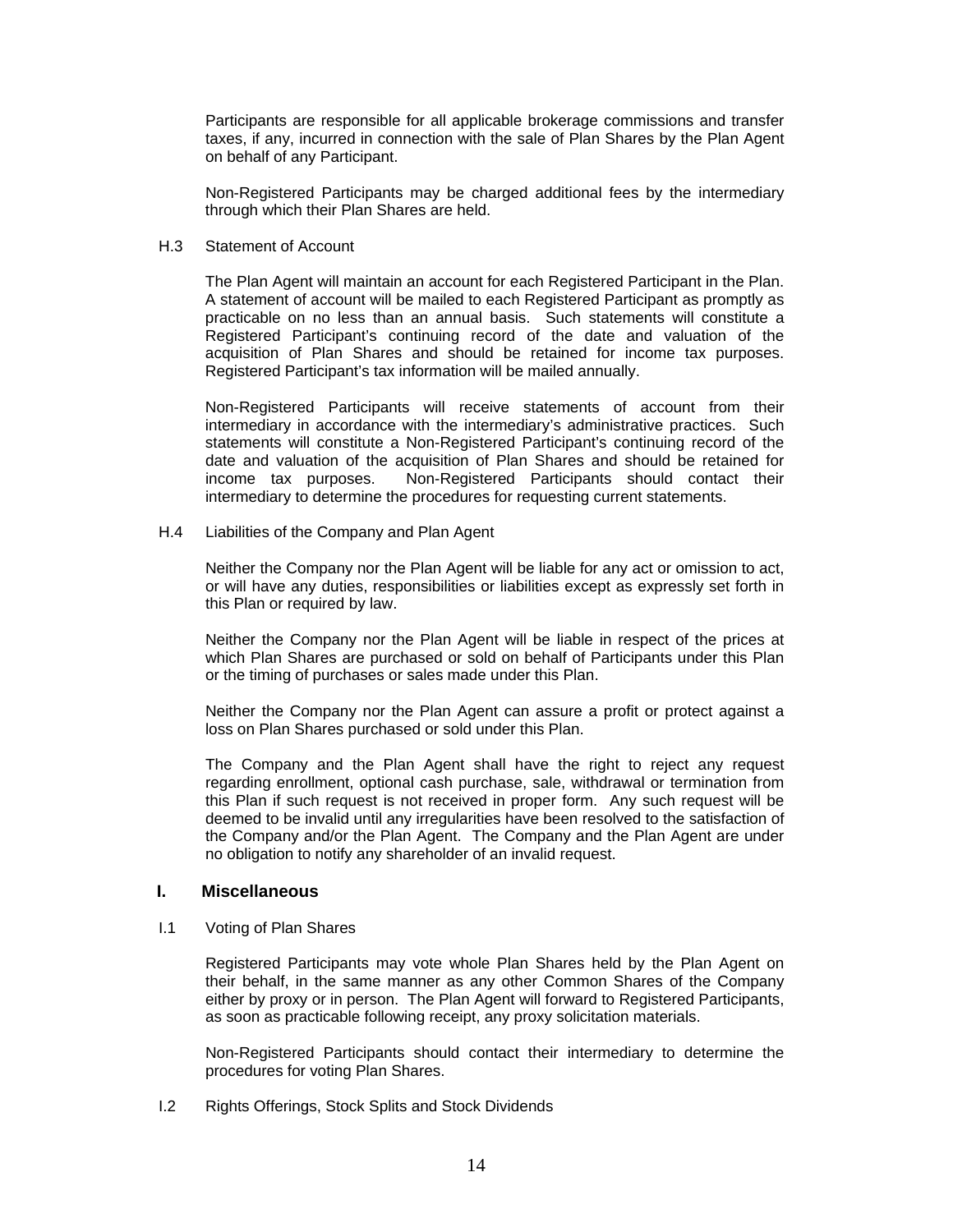Participants are responsible for all applicable brokerage commissions and transfer taxes, if any, incurred in connection with the sale of Plan Shares by the Plan Agent on behalf of any Participant.

Non-Registered Participants may be charged additional fees by the intermediary through which their Plan Shares are held.

H.3 Statement of Account

The Plan Agent will maintain an account for each Registered Participant in the Plan. A statement of account will be mailed to each Registered Participant as promptly as practicable on no less than an annual basis. Such statements will constitute a Registered Participant's continuing record of the date and valuation of the acquisition of Plan Shares and should be retained for income tax purposes. Registered Participant's tax information will be mailed annually.

Non-Registered Participants will receive statements of account from their intermediary in accordance with the intermediary's administrative practices. Such statements will constitute a Non-Registered Participant's continuing record of the date and valuation of the acquisition of Plan Shares and should be retained for income tax purposes. Non-Registered Participants should contact their intermediary to determine the procedures for requesting current statements.

H.4 Liabilities of the Company and Plan Agent

Neither the Company nor the Plan Agent will be liable for any act or omission to act, or will have any duties, responsibilities or liabilities except as expressly set forth in this Plan or required by law.

Neither the Company nor the Plan Agent will be liable in respect of the prices at which Plan Shares are purchased or sold on behalf of Participants under this Plan or the timing of purchases or sales made under this Plan.

Neither the Company nor the Plan Agent can assure a profit or protect against a loss on Plan Shares purchased or sold under this Plan.

The Company and the Plan Agent shall have the right to reject any request regarding enrollment, optional cash purchase, sale, withdrawal or termination from this Plan if such request is not received in proper form. Any such request will be deemed to be invalid until any irregularities have been resolved to the satisfaction of the Company and/or the Plan Agent. The Company and the Plan Agent are under no obligation to notify any shareholder of an invalid request.

## I. Miscellaneous

I.1 Voting of Plan Shares

Registered Participants may vote whole Plan Shares held by the Plan Agent on their behalf, in the same manner as any other Common Shares of the Company either by proxy or in person. The Plan Agent will forward to Registered Participants, as soon as practicable following receipt, any proxy solicitation materials.

Non-Registered Participants should contact their intermediary to determine the procedures for voting Plan Shares.

I.2 Rights Offerings, Stock Splits and Stock Dividends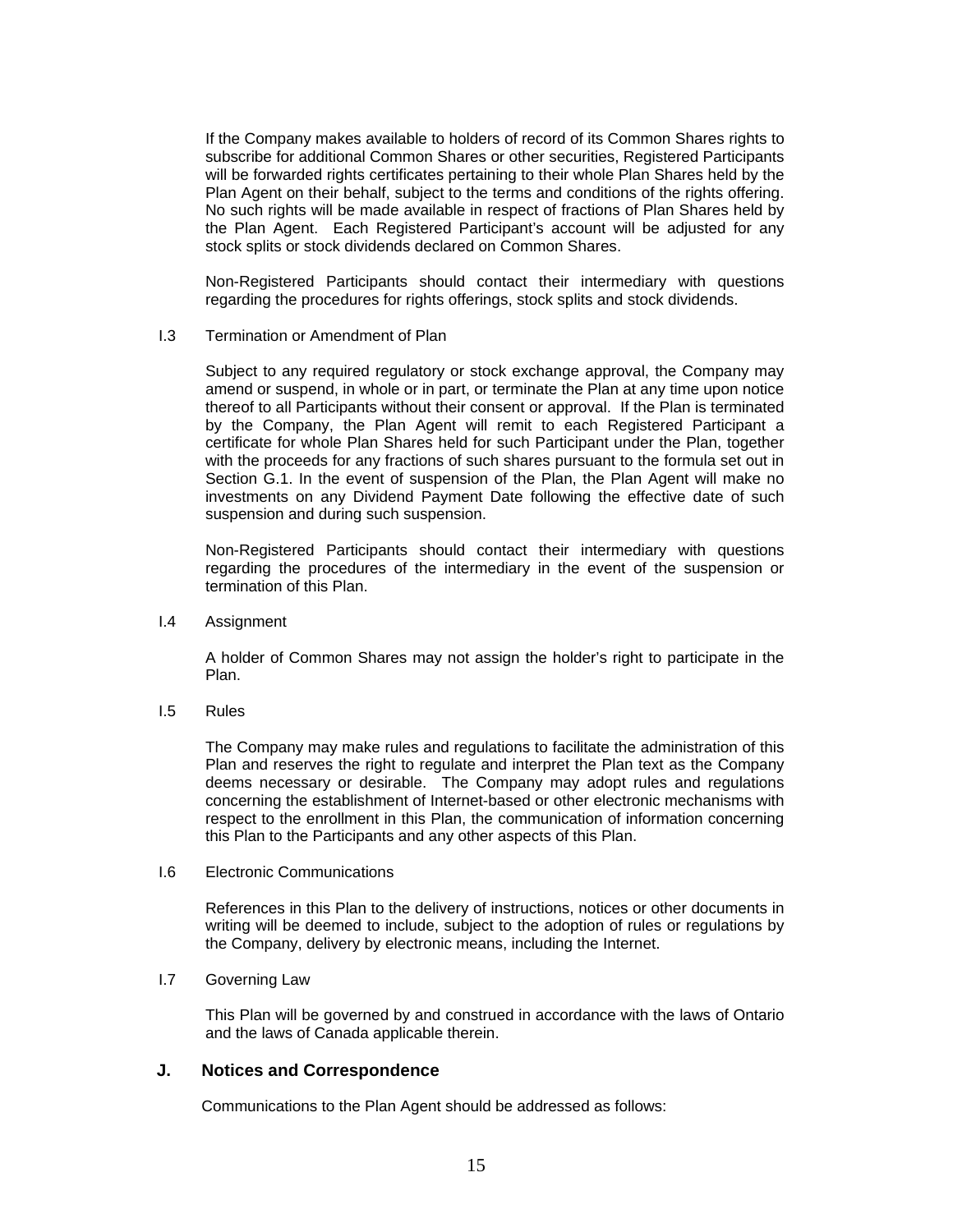If the Company makes available to holders of record of its Common Shares rights to subscribe for additional Common Shares or other securities, Registered Participants will be forwarded rights certificates pertaining to their whole Plan Shares held by the Plan Agent on their behalf, subject to the terms and conditions of the rights offering. No such rights will be made available in respect of fractions of Plan Shares held by the Plan Agent. Each Registered Participant's account will be adjusted for any stock splits or stock dividends declared on Common Shares.

Non-Registered Participants should contact their intermediary with questions regarding the procedures for rights offerings, stock splits and stock dividends.

I.3 Termination or Amendment of Plan

Subject to any required regulatory or stock exchange approval, the Company may amend or suspend, in whole or in part, or terminate the Plan at any time upon notice thereof to all Participants without their consent or approval. If the Plan is terminated by the Company, the Plan Agent will remit to each Registered Participant a certificate for whole Plan Shares held for such Participant under the Plan, together with the proceeds for any fractions of such shares pursuant to the formula set out in Section G.1. In the event of suspension of the Plan, the Plan Agent will make no investments on any Dividend Payment Date following the effective date of such suspension and during such suspension.

Non-Registered Participants should contact their intermediary with questions regarding the procedures of the intermediary in the event of the suspension or termination of this Plan.

I.4 Assignment

A holder of Common Shares may not assign the holder's right to participate in the Plan.

I.5 Rules

The Company may make rules and regulations to facilitate the administration of this Plan and reserves the right to regulate and interpret the Plan text as the Company deems necessary or desirable. The Company may adopt rules and regulations concerning the establishment of Internet-based or other electronic mechanisms with respect to the enrollment in this Plan, the communication of information concerning this Plan to the Participants and any other aspects of this Plan.

I.6 Electronic Communications

References in this Plan to the delivery of instructions, notices or other documents in writing will be deemed to include, subject to the adoption of rules or regulations by the Company, delivery by electronic means, including the Internet.

I.7 Governing Law

This Plan will be governed by and construed in accordance with the laws of Ontario and the laws of Canada applicable therein.

## J. Notices and Correspondence

Communications to the Plan Agent should be addressed as follows: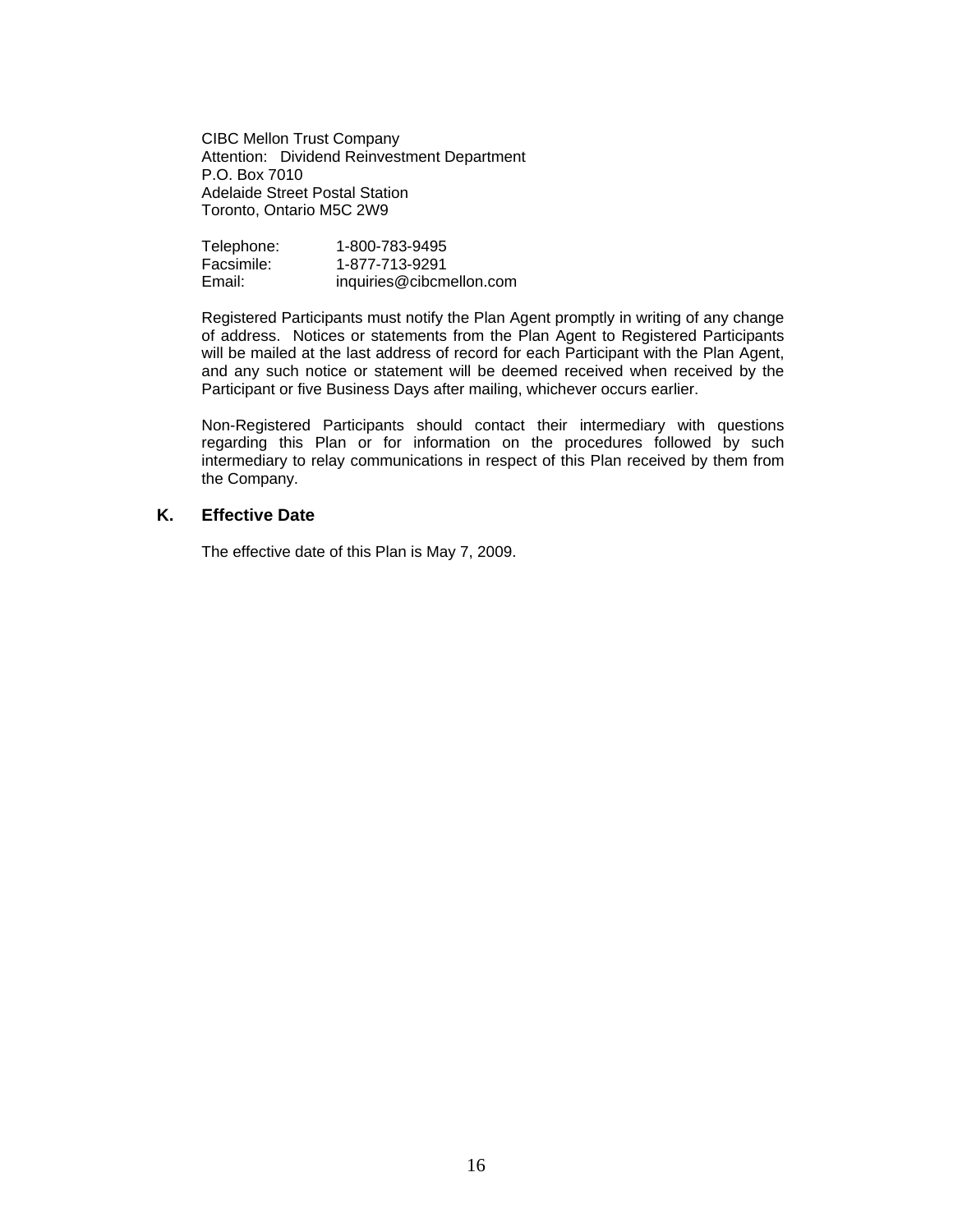CIBC Mellon Trust Company
Attention: Dividend Reinvestment Department
P.O. Box 7010
Adelaide Street Postal Station
Toronto, Ontario M5C 2W9

Telephone: 1-800-783-9495
Facsimile: 1-877-713-9291
Email: inquiries@cibcmellon.com

Registered Participants must notify the Plan Agent promptly in writing of any change of address. Notices or statements from the Plan Agent to Registered Participants will be mailed at the last address of record for each Participant with the Plan Agent, and any such notice or statement will be deemed received when received by the Participant or five Business Days after mailing, whichever occurs earlier.

Non-Registered Participants should contact their intermediary with questions regarding this Plan or for information on the procedures followed by such intermediary to relay communications in respect of this Plan received by them from the Company.

## K. Effective Date

The effective date of this Plan is May 7, 2009.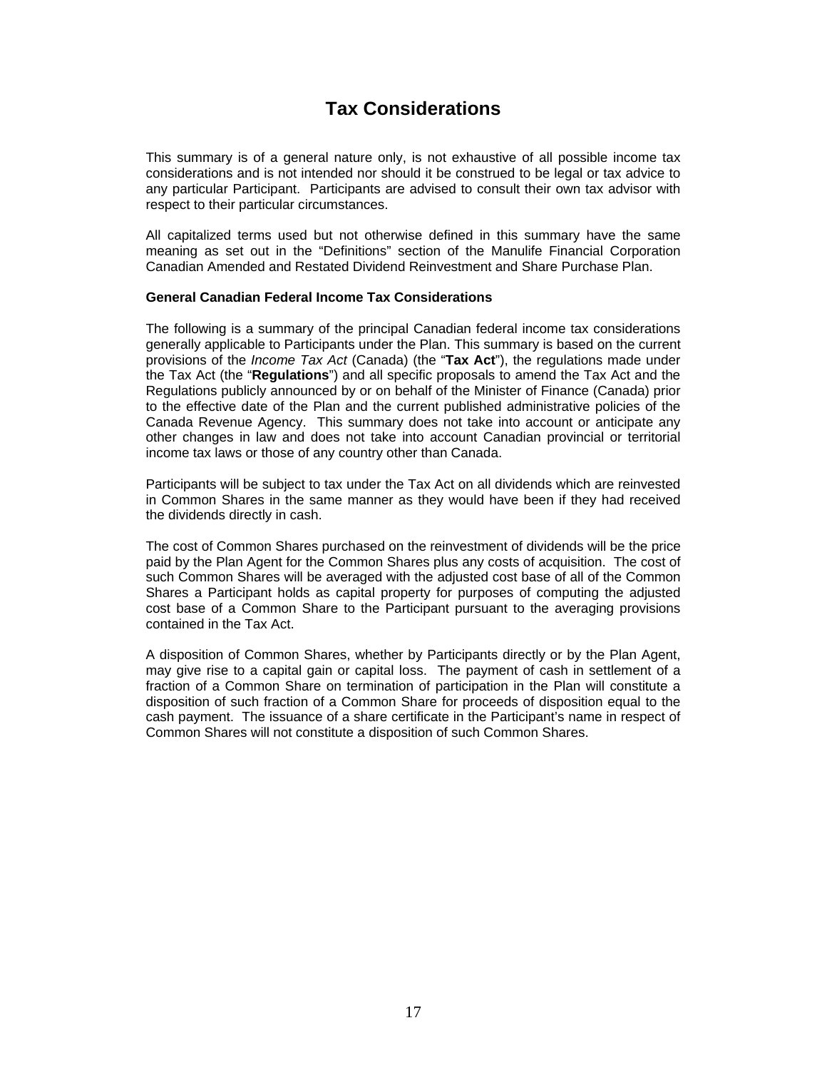# Tax Considerations

This summary is of a general nature only, is not exhaustive of all possible income tax considerations and is not intended nor should it be construed to be legal or tax advice to any particular Participant. Participants are advised to consult their own tax advisor with respect to their particular circumstances.

All capitalized terms used but not otherwise defined in this summary have the same meaning as set out in the "Definitions" section of the Manulife Financial Corporation Canadian Amended and Restated Dividend Reinvestment and Share Purchase Plan.

**General Canadian Federal Income Tax Considerations**

The following is a summary of the principal Canadian federal income tax considerations generally applicable to Participants under the Plan. This summary is based on the current provisions of the *Income Tax Act* (Canada) (the "**Tax Act**"), the regulations made under the Tax Act (the "**Regulations**") and all specific proposals to amend the Tax Act and the Regulations publicly announced by or on behalf of the Minister of Finance (Canada) prior to the effective date of the Plan and the current published administrative policies of the Canada Revenue Agency. This summary does not take into account or anticipate any other changes in law and does not take into account Canadian provincial or territorial income tax laws or those of any country other than Canada.

Participants will be subject to tax under the Tax Act on all dividends which are reinvested in Common Shares in the same manner as they would have been if they had received the dividends directly in cash.

The cost of Common Shares purchased on the reinvestment of dividends will be the price paid by the Plan Agent for the Common Shares plus any costs of acquisition. The cost of such Common Shares will be averaged with the adjusted cost base of all of the Common Shares a Participant holds as capital property for purposes of computing the adjusted cost base of a Common Share to the Participant pursuant to the averaging provisions contained in the Tax Act.

A disposition of Common Shares, whether by Participants directly or by the Plan Agent, may give rise to a capital gain or capital loss. The payment of cash in settlement of a fraction of a Common Share on termination of participation in the Plan will constitute a disposition of such fraction of a Common Share for proceeds of disposition equal to the cash payment. The issuance of a share certificate in the Participant's name in respect of Common Shares will not constitute a disposition of such Common Shares.